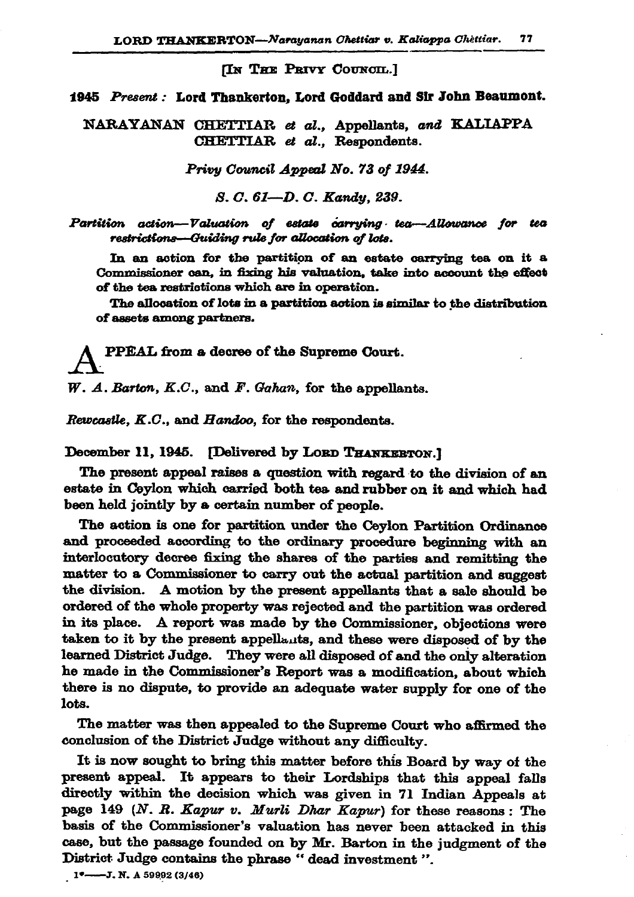[IN THE PRIVY COUNCIL.]

**1945** *Present :* **Lord Thankerton, Lord Goddard and Sir John Beaumont.**

**NARAYANAN CHETTIAR *et al.*, Appellants, *and* KALIAPPA CHETTIAR *et al.*, Respondents.**

*Privy Council Appeal No. 73 of 1944.*

*S. C. 61—D. C. Kandy, 239.*

***Partition action—Valuation of estate carrying tea—Allowance for tea restrictions—Guiding rule for allocation of lots.***

**In an action for the partition of an estate carrying tea on it a Commissioner can, in fixing his valuation, take into account the effect of the tea restrictions which are in operation.**

**The allocation of lots in a partition action is similar to the distribution of assets among partners.**

**APPEAL from a decree of the Supreme Court.**

*W. A. Barton, K.C.*, and *F. Gahan*, for the appellants.

*Rewcastle, K.C.*, and *Handoo*, for the respondents.

December 11, 1945. [Delivered by LORD THANKERTON.]

The present appeal raises a question with regard to the division of an estate in Ceylon which carried both tea and rubber on it and which had been held jointly by a certain number of people.

The action is one for partition under the Ceylon Partition Ordinance and proceeded according to the ordinary procedure beginning with an interlocutory decree fixing the shares of the parties and remitting the matter to a Commissioner to carry out the actual partition and suggest the division. A motion by the present appellants that a sale should be ordered of the whole property was rejected and the partition was ordered in its place. A report was made by the Commissioner, objections were taken to it by the present appellants, and these were disposed of by the learned District Judge. They were all disposed of and the only alteration he made in the Commissioner's Report was a modification, about which there is no dispute, to provide an adequate water supply for one of the lots.

The matter was then appealed to the Supreme Court who affirmed the conclusion of the District Judge without any difficulty.

It is now sought to bring this matter before this Board by way of the present appeal. It appears to their Lordships that this appeal falls directly within the decision which was given in 71 Indian Appeals at page 149 (*N. R. Kapur v. Murli Dhar Kapur*) for these reasons : The basis of the Commissioner's valuation has never been attacked in this case, but the passage founded on by Mr. Barton in the judgment of the District Judge contains the phrase " dead investment ".

1*——J. N. A 59992 (3/46)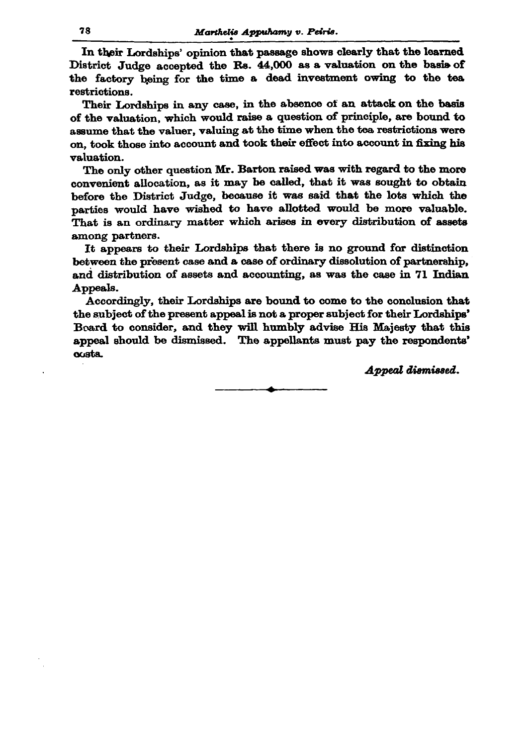In their Lordships' opinion that passage shows clearly that the learned District Judge accepted the Rs. 44,000 as a valuation on the basis of the factory being for the time a dead investment owing to the tea restrictions.

Their Lordships in any case, in the absence of an attack on the basis of the valuation, which would raise a question of principle, are bound to assume that the valuer, valuing at the time when the tea restrictions were on, took those into account and took their effect into account in fixing his valuation.

The only other question Mr. Barton raised was with regard to the more convenient allocation, as it may be called, that it was sought to obtain before the District Judge, because it was said that the lots which the parties would have wished to have allotted would be more valuable. That is an ordinary matter which arises in every distribution of assets among partners.

It appears to their Lordships that there is no ground for distinction between the present case and a case of ordinary dissolution of partnership, and distribution of assets and accounting, as was the case in 71 Indian Appeals.

Accordingly, their Lordships are bound to come to the conclusion that the subject of the present appeal is not a proper subject for their Lordships' Board to consider, and they will humbly advise His Majesty that this appeal should be dismissed. The appellants must pay the respondents' costs.

*Appeal dismissed.*